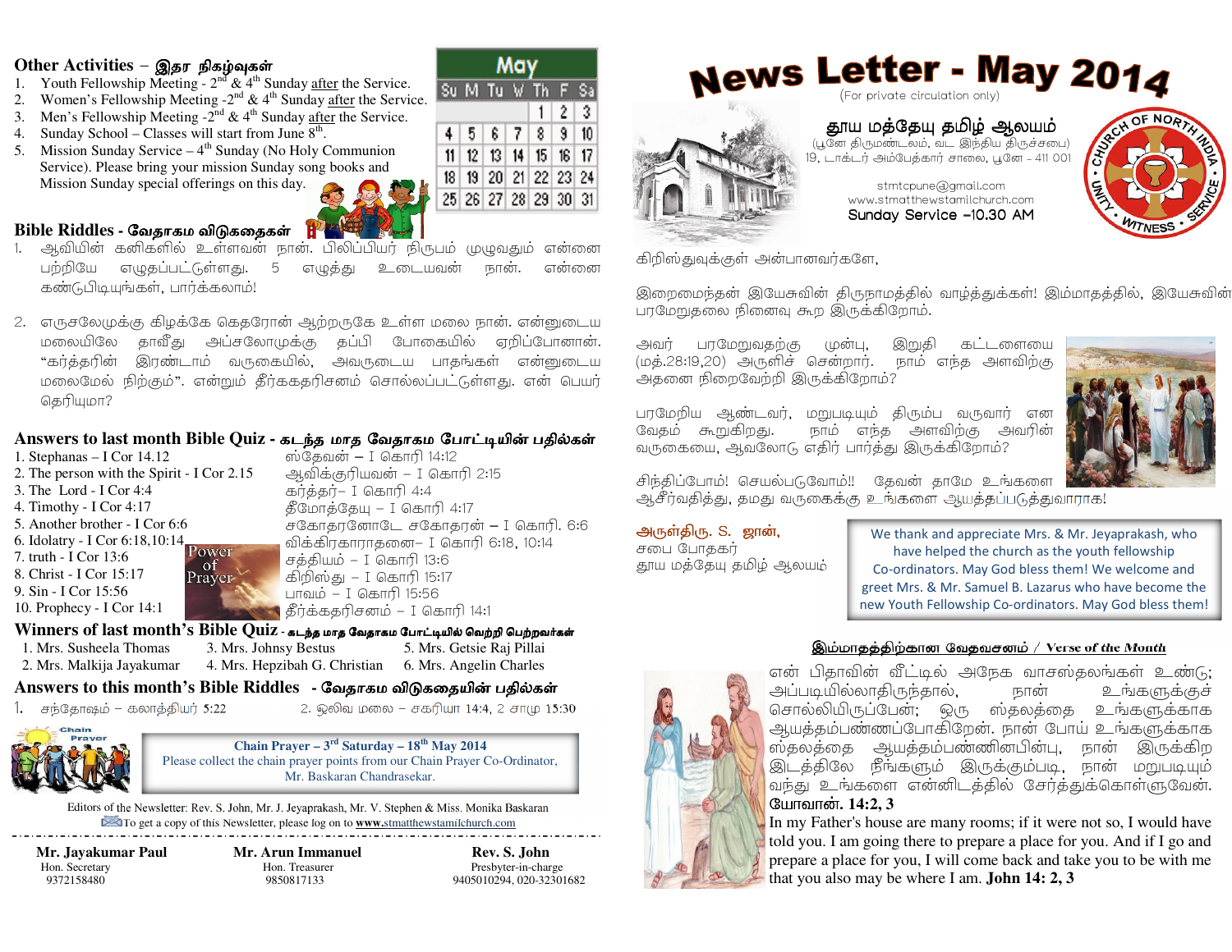# News Letter - May 2014

(For private circulation only)

**தூய மத்தேயு தமிழ் ஆலயம்**

(பூனே திருமண்டலம், வட இந்திய திருச்சபை)
19, டாக்டர் அம்பேத்கார் சாலை, பூனே – 411 001

stmtcpune@gmail.com
www.stmatthewstamilchurch.com
Sunday Service –10.30 AM

CHURCH OF NORTH INDIA · UNITY · WITNESS · SERVICE

கிறிஸ்துவுக்குள் அன்பானவர்களே,

இறைமைந்தன் இயேசுவின் திருநாமத்தில் வாழ்த்துக்கள்! இம்மாதத்தில், இயேசுவின் பரமேறுதலை நினைவு கூற இருக்கிறோம்.

அவர் பரமேறுவதற்கு முன்பு, இறுதி கட்டளையை (மத்.28:19,20) அருளிச் சென்றார். நாம் எந்த அளவிற்கு அதனை நிறைவேற்றி இருக்கிறோம்?

பரமேறிய ஆண்டவர், மறுபடியும் திரும்பி வருவார் என வேதம் கூறுகிறது. நாம் எந்த அளவிற்கு அவரின் வருகையை, ஆவலோடு எதிர் பார்த்து இருக்கிறோம்?

சிந்திப்போம்! செயல்படுவோம்!! தேவன் தாமே உங்களை ஆசீர்வதித்து, தமது வருகைக்கு உங்களை ஆயத்தப்படுத்துவாராக!

**அருள்திரு. S. ஜான்,**
சபை போதகர்
தூய மத்தேயு தமிழ் ஆலயம்

We thank and appreciate Mrs. & Mr. Jeyaprakash, who have helped the church as the youth fellowship Co-ordinators. May God bless them! We welcome and greet Mrs. & Mr. Samuel B. Lazarus who have become the new Youth Fellowship Co-ordinators. May God bless them!

## இம்மாதத்திற்கான வேதவசனம் / Verse of the Month

என் பிதாவின் வீட்டில் அநேக வாசஸ்தலங்கள் உண்டு; அப்படியில்லாதிருந்தால், நான் உங்களுக்குச் சொல்லியிருப்பேன்; ஒரு ஸ்தலத்தை உங்களுக்காக ஆயத்தம்பண்ணப்போகிறேன். நான் போய் உங்களுக்காக ஸ்தலத்தை ஆயத்தம்பண்ணினபின்பு, நான் இருக்கிற இடத்திலே நீங்களும் இருக்கும்படி, நான் மறுபடியும் வந்து உங்களை என்னிடத்தில் சேர்த்துக்கொள்ளுவேன். **யோவான். 14:2, 3**

In my Father's house are many rooms; if it were not so, I would have told you. I am going there to prepare a place for you. And if I go and prepare a place for you, I will come back and take you to be with me that you also may be where I am. **John 14: 2, 3**

## Other Activities – இதர நிகழ்வுகள்

1. Youth Fellowship Meeting - 2nd & 4th Sunday after the Service.
2. Women's Fellowship Meeting -2nd & 4th Sunday after the Service.
3. Men's Fellowship Meeting -2nd & 4th Sunday after the Service.
4. Sunday School – Classes will start from June 8th.
5. Mission Sunday Service – 4th Sunday (No Holy Communion Service). Please bring your mission Sunday song books and Mission Sunday special offerings on this day.

**May**

| Su | M | Tu | W | Th | F | Sa |
|---|---|---|---|---|---|---|
| | | | | 1 | 2 | 3 |
| 4 | 5 | 6 | 7 | 8 | 9 | 10 |
| 11 | 12 | 13 | 14 | 15 | 16 | 17 |
| 18 | 19 | 20 | 21 | 22 | 23 | 24 |
| 25 | 26 | 27 | 28 | 29 | 30 | 31 |

## Bible Riddles - வேதாகம விடுகதைகள்

1. ஆவியின் கனிகளில் உள்ளவன் நான். பிலிப்பியர் நிருபம் முழுவதும் என்னை பற்றியே எழுதப்பட்டுள்ளது. 5 எழுத்து உடையவன் நான். என்னை கண்டுபிடியுங்கள், பார்க்கலாம்!

2. எருசலேமுக்கு கிழக்கே கெதரோன் ஆற்றருகே உள்ள மலை நான். என்னுடைய மலையிலே தாவீது அப்சலோமுக்கு தப்பி போகையில் ஏறிப்போனான். "கர்த்தரின் இரண்டாம் வருகையில், அவருடைய பாதங்கள் என்னுடைய மலைமேல் நிற்கும்". என்றும் தீர்க்கதரிசனம் சொல்லப்பட்டுள்ளது. என் பெயர் தெரியுமா?

## Answers to last month Bible Quiz - கடந்த மாத வேதாகம போட்டியின் பதில்கள்

1. Stephanas – I Cor 14.12 — ஸ்தேவன் – I கொரி 14:12
2. The person with the Spirit - I Cor 2.15 — ஆவிக்குரியவன் – I கொரி 2:15
3. The Lord - I Cor 4:4 — கர்த்தர்– I கொரி 4:4
4. Timothy - I Cor 4:17 — தீமோத்தேயு – I கொரி 4:17
5. Another brother - I Cor 6:6 — சகோதரனோடே சகோதரன் – I கொரி. 6:6
6. Idolatry - I Cor 6:18,10:14 — விக்கிரகாராதனை– I கொரி 6:18, 10:14
7. truth - I Cor 13:6 — சத்தியம் – I கொரி 13:6
8. Christ - I Cor 15:17 — கிறிஸ்து – I கொரி 15:17
9. Sin - I Cor 15:56 — பாவம் – I கொரி 15:56
10. Prophecy - I Cor 14:1 — தீர்க்கதரிசனம் – I கொரி 14:1

Power of Prayer

## Winners of last month's Bible Quiz - கடந்த மாத வேதாகம போட்டியில் வெற்றி பெற்றவர்கள்

1. Mrs. Susheela Thomas
2. Mrs. Malkija Jayakumar
3. Mr. Johnsy Bestus
4. Mrs. Hepzibah G. Christian
5. Mrs. Getsie Raj Pillai
6. Mrs. Angelin Charles

## Answers to this month's Bible Riddles - வேதாகம விடுகதையின் பதில்கள்

1. சந்தோஷம் – கலாத்தியர் 5:22
2. ஒலிவ மலை – சகரியா 14:4, 2 சாமு 15:30

Chain Prayer

**Chain Prayer – 3rd Saturday – 18th May 2014**
Please collect the chain prayer points from our Chain Prayer Co-Ordinator, Mr. Baskaran Chandrasekar.

Editors of the Newsletter: Rev. S. John, Mr. J. Jeyaprakash, Mr. V. Stephen & Miss. Monika Baskaran
To get a copy of this Newsletter, please log on to **www.stmatthewstamilchurch.com**

**Mr. Jayakumar Paul**
Hon. Secretary
9372158480

**Mr. Arun Immanuel**
Hon. Treasurer
9850817133

**Rev. S. John**
Presbyter-in-charge
9405010294, 020-32301682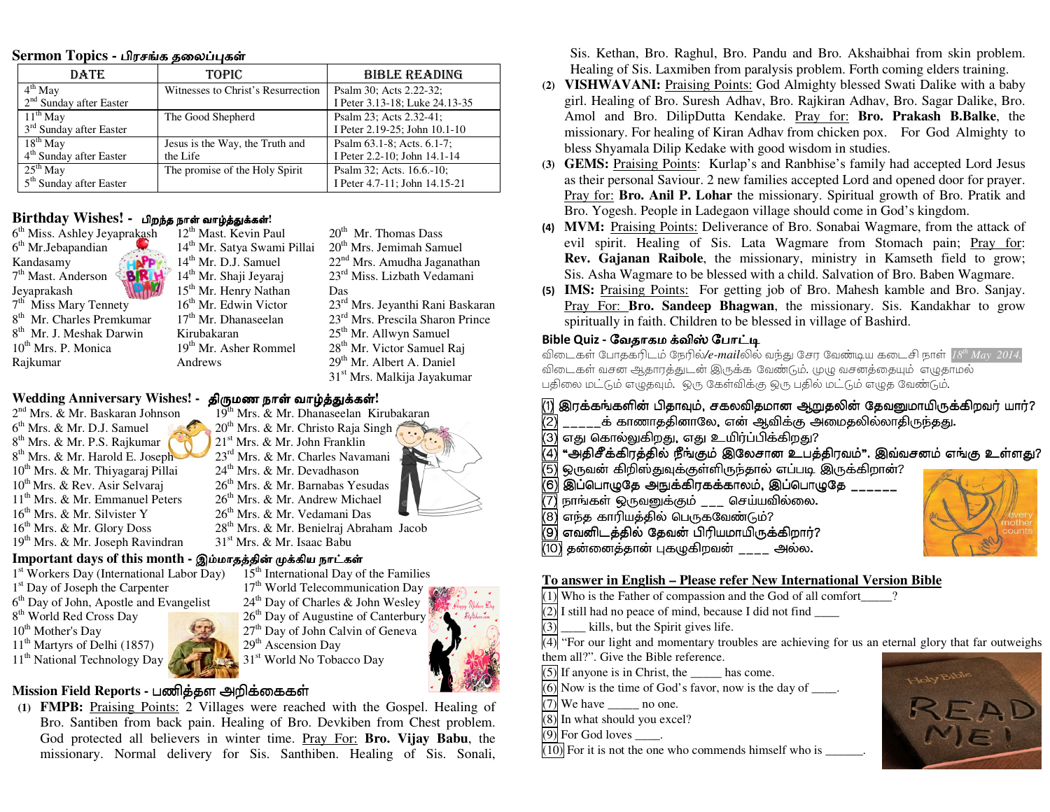## Sermon Topics - பிரசங்க தலைப்புகள்

| DATE | TOPIC | BIBLE READING |
|---|---|---|
| 4th May<br>2nd Sunday after Easter | Witnesses to Christ's Resurrection | Psalm 30; Acts 2.22-32;<br>I Peter 3.13-18; Luke 24.13-35 |
| 11th May<br>3rd Sunday after Easter | The Good Shepherd | Psalm 23; Acts 2.32-41;<br>I Peter 2.19-25; John 10.1-10 |
| 18th May<br>4th Sunday after Easter | Jesus is the Way, the Truth and the Life | Psalm 63.1-8; Acts. 6.1-7;<br>I Peter 2.2-10; John 14.1-14 |
| 25th May<br>5th Sunday after Easter | The promise of the Holy Spirit | Psalm 32; Acts. 16.6.-10;<br>I Peter 4.7-11; John 14.15-21 |

## Birthday Wishes! - பிறந்த நாள் வாழ்த்துக்கள்!

- 6th Miss. Ashley Jeyaprakash
- 6th Mr.Jebapandian Kandasamy
- 7th Mast. Anderson Jeyaprakash
- 7th Miss Mary Tennety
- 8th Mr. Charles Premkumar
- 8th Mr. J. Meshak Darwin
- 10th Mrs. P. Monica Rajkumar
- 12th Mast. Kevin Paul
- 14th Mr. Satya Swami Pillai
- 14th Mr. D.J. Samuel
- 14th Mr. Shaji Jeyaraj
- 15th Mr. Henry Nathan
- 16th Mr. Edwin Victor
- 17th Mr. Dhanaseelan Kirubakaran
- 19th Mr. Asher Rommel Andrews
- 20th Mr. Thomas Dass
- 20th Mrs. Jemimah Samuel
- 22nd Mrs. Amudha Jaganathan
- 23rd Miss. Lizbath Vedamani Das
- 23rd Mrs. Jeyanthi Rani Baskaran
- 23rd Mrs. Prescila Sharon Prince
- 25th Mr. Allwyn Samuel
- 28th Mr. Victor Samuel Raj
- 29th Mr. Albert A. Daniel
- 31st Mrs. Malkija Jayakumar

## Wedding Anniversary Wishes! - திருமண நாள் வாழ்த்துக்கள்!

- 2nd Mrs. & Mr. Baskaran Johnson
- 6th Mrs. & Mr. D.J. Samuel
- 8th Mrs. & Mr. P.S. Rajkumar
- 8th Mrs. & Mr. Harold E. Joseph
- 10th Mrs. & Mr. Thiyagaraj Pillai
- 10th Mrs. & Rev. Asir Selvaraj
- 11th Mrs. & Mr. Emmanuel Peters
- 16th Mrs. & Mr. Silvister Y
- 16th Mrs. & Mr. Glory Doss
- 19th Mrs. & Mr. Joseph Ravindran
- 19th Mrs. & Mr. Dhanaseelan Kirubakaran
- 20th Mrs. & Mr. Christo Raja Singh
- 21st Mrs. & Mr. John Franklin
- 23rd Mrs. & Mr. Charles Navamani
- 24th Mrs. & Mr. Devadhason
- 26th Mrs. & Mr. Barnabas Yesudas
- 26th Mrs. & Mr. Andrew Michael
- 26th Mrs. & Mr. Vedamani Das
- 28th Mrs. & Mr. Benielraj Abraham Jacob
- 31st Mrs. & Mr. Isaac Babu

## Important days of this month - இம்மாதத்தின் முக்கிய நாட்கள்

- 1st Workers Day (International Labor Day)
- 1st Day of Joseph the Carpenter
- 6th Day of John, Apostle and Evangelist
- 8th World Red Cross Day
- 10th Mother's Day
- 11th Martyrs of Delhi (1857)
- 11th National Technology Day
- 15th International Day of the Families
- 17th World Telecommunication Day
- 24th Day of Charles & John Wesley
- 26th Day of Augustine of Canterbury
- 27th Day of John Calvin of Geneva
- 29th Ascension Day
- 31st World No Tobacco Day

## Mission Field Reports - பணித்தள அறிக்கைகள்

(1) **FMPB:** Praising Points: 2 Villages were reached with the Gospel. Healing of Bro. Santiben from back pain. Healing of Bro. Devkiben from Chest problem. God protected all believers in winter time. Pray For: **Bro. Vijay Babu**, the missionary. Normal delivery for Sis. Santhiben. Healing of Sis. Sonali, Sis. Kethan, Bro. Raghul, Bro. Pandu and Bro. Akshaibhai from skin problem. Healing of Sis. Laxmiben from paralysis problem. Forth coming elders training.

(2) **VISHWAVANI:** Praising Points: God Almighty blessed Swati Dalike with a baby girl. Healing of Bro. Suresh Adhav, Bro. Rajkiran Adhav, Bro. Sagar Dalike, Bro. Amol and Bro. DilipDutta Kendake. Pray for: **Bro. Prakash B.Balke**, the missionary. For healing of Kiran Adhav from chicken pox. For God Almighty to bless Shyamala Dilip Kedake with good wisdom in studies.

(3) **GEMS:** Praising Points: Kurlap's and Ranbhise's family had accepted Lord Jesus as their personal Saviour. 2 new families accepted Lord and opened door for prayer. Pray for: **Bro. Anil P. Lohar** the missionary. Spiritual growth of Bro. Pratik and Bro. Yogesh. People in Ladegaon village should come in God's kingdom.

(4) **MVM:** Praising Points: Deliverance of Bro. Sonabai Wagmare, from the attack of evil spirit. Healing of Sis. Lata Wagmare from Stomach pain; Pray for: **Rev. Gajanan Raibole**, the missionary, ministry in Kamseth field to grow; Sis. Asha Wagmare to be blessed with a child. Salvation of Bro. Baben Wagmare.

(5) **IMS:** Praising Points: For getting job of Bro. Mahesh kamble and Bro. Sanjay. Pray For: **Bro. Sandeep Bhagwan**, the missionary. Sis. Kandakhar to grow spiritually in faith. Children to be blessed in village of Bashird.

## Bible Quiz - வேதாகம க்விஸ் போட்டி

விடைகள் போதகரிடம் நேரில்/*e-mail*லில் வந்து சேர வேண்டிய கடைசி நாள் *18th May 2014*. விடைகள் வசன ஆதாரத்துடன் இருக்க வேண்டும். முழு வசனத்தையும் எழுதாமல் பதிலை மட்டும் எழுதவும். ஒரு கேள்விக்கு ஒரு பதில் மட்டும் எழுத வேண்டும்.

1. இரக்கங்களின் பிதாவும், சகலவிதமான ஆறுதலின் தேவனுமாயிருக்கிறவர் யார்?
2. _____க் காணாததினாலே, என் ஆவிக்கு அமைதலில்லாதிருந்தது.
3. எது கொல்லுகிறது, எது உயிர்ப்பிக்கிறது?
4. "அதிசீக்கிரத்தில் நீங்கும் இலேசான உபத்திரவம்". இவ்வசனம் எங்கு உள்ளது?
5. ஒருவன் கிறிஸ்துவுக்குள்ளிருந்தால் எப்படி இருக்கிறான்?
6. இப்பொழுதே அநுக்கிரககாலம், இப்பொழுதே ______
7. நாங்கள் ஒருவனுக்கும் ___ செய்யவில்லை.
8. எந்த காரியத்தில் பெருகவேண்டும்?
9. எவனிடத்தில் தேவன் பிரியமாயிருக்கிறார்?
10. தன்னைத்தான் புகழுகிறவன் ____ அல்ல.

### To answer in English – Please refer New International Version Bible

1. Who is the Father of compassion and the God of all comfort_____?
2. I still had no peace of mind, because I did not find ____
3. ____ kills, but the Spirit gives life.
4. "For our light and momentary troubles are achieving for us an eternal glory that far outweighs them all?". Give the Bible reference.
5. If anyone is in Christ, the _____ has come.
6. Now is the time of God's favor, now is the day of ____.
7. We have _____ no one.
8. In what should you excel?
9. For God loves ____.
10. For it is not the one who commends himself who is ______.